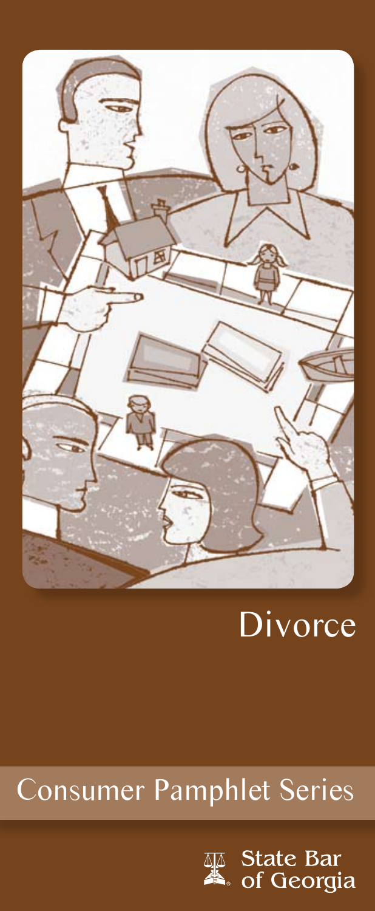# Divorce

## Consumer Pamphlet Series

State Bar of Georgia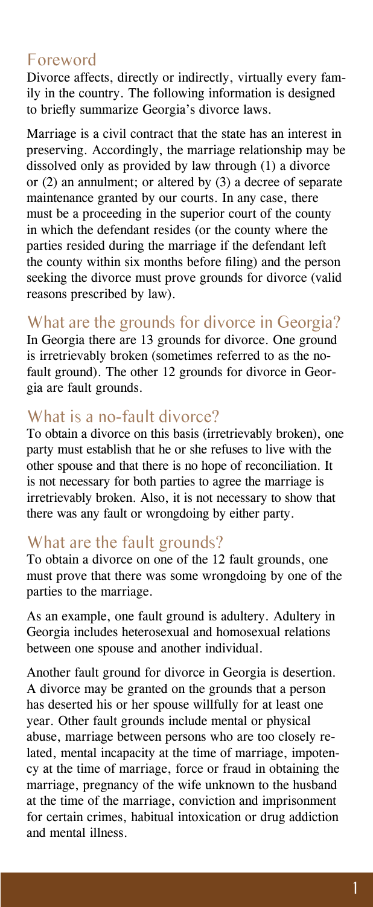## Foreword

Divorce affects, directly or indirectly, virtually every family in the country. The following information is designed to briefly summarize Georgia's divorce laws.

Marriage is a civil contract that the state has an interest in preserving. Accordingly, the marriage relationship may be dissolved only as provided by law through (1) a divorce or (2) an annulment; or altered by (3) a decree of separate maintenance granted by our courts. In any case, there must be a proceeding in the superior court of the county in which the defendant resides (or the county where the parties resided during the marriage if the defendant left the county within six months before filing) and the person seeking the divorce must prove grounds for divorce (valid reasons prescribed by law).

## What are the grounds for divorce in Georgia?

In Georgia there are 13 grounds for divorce. One ground is irretrievably broken (sometimes referred to as the no-fault ground). The other 12 grounds for divorce in Georgia are fault grounds.

## What is a no-fault divorce?

To obtain a divorce on this basis (irretrievably broken), one party must establish that he or she refuses to live with the other spouse and that there is no hope of reconciliation. It is not necessary for both parties to agree the marriage is irretrievably broken. Also, it is not necessary to show that there was any fault or wrongdoing by either party.

## What are the fault grounds?

To obtain a divorce on one of the 12 fault grounds, one must prove that there was some wrongdoing by one of the parties to the marriage.

As an example, one fault ground is adultery. Adultery in Georgia includes heterosexual and homosexual relations between one spouse and another individual.

Another fault ground for divorce in Georgia is desertion. A divorce may be granted on the grounds that a person has deserted his or her spouse willfully for at least one year. Other fault grounds include mental or physical abuse, marriage between persons who are too closely related, mental incapacity at the time of marriage, impotency at the time of marriage, force or fraud in obtaining the marriage, pregnancy of the wife unknown to the husband at the time of the marriage, conviction and imprisonment for certain crimes, habitual intoxication or drug addiction and mental illness.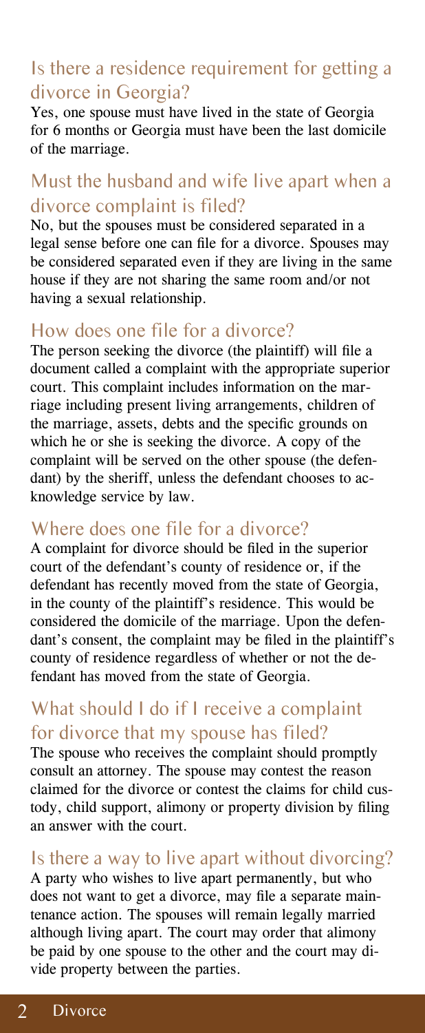## Is there a residence requirement for getting a divorce in Georgia?

Yes, one spouse must have lived in the state of Georgia for 6 months or Georgia must have been the last domicile of the marriage.

## Must the husband and wife live apart when a divorce complaint is filed?

No, but the spouses must be considered separated in a legal sense before one can file for a divorce. Spouses may be considered separated even if they are living in the same house if they are not sharing the same room and/or not having a sexual relationship.

## How does one file for a divorce?

The person seeking the divorce (the plaintiff) will file a document called a complaint with the appropriate superior court. This complaint includes information on the marriage including present living arrangements, children of the marriage, assets, debts and the specific grounds on which he or she is seeking the divorce. A copy of the complaint will be served on the other spouse (the defendant) by the sheriff, unless the defendant chooses to acknowledge service by law.

## Where does one file for a divorce?

A complaint for divorce should be filed in the superior court of the defendant's county of residence or, if the defendant has recently moved from the state of Georgia, in the county of the plaintiff's residence. This would be considered the domicile of the marriage. Upon the defendant's consent, the complaint may be filed in the plaintiff's county of residence regardless of whether or not the defendant has moved from the state of Georgia.

## What should I do if I receive a complaint for divorce that my spouse has filed?

The spouse who receives the complaint should promptly consult an attorney. The spouse may contest the reason claimed for the divorce or contest the claims for child custody, child support, alimony or property division by filing an answer with the court.

## Is there a way to live apart without divorcing?

A party who wishes to live apart permanently, but who does not want to get a divorce, may file a separate maintenance action. The spouses will remain legally married although living apart. The court may order that alimony be paid by one spouse to the other and the court may divide property between the parties.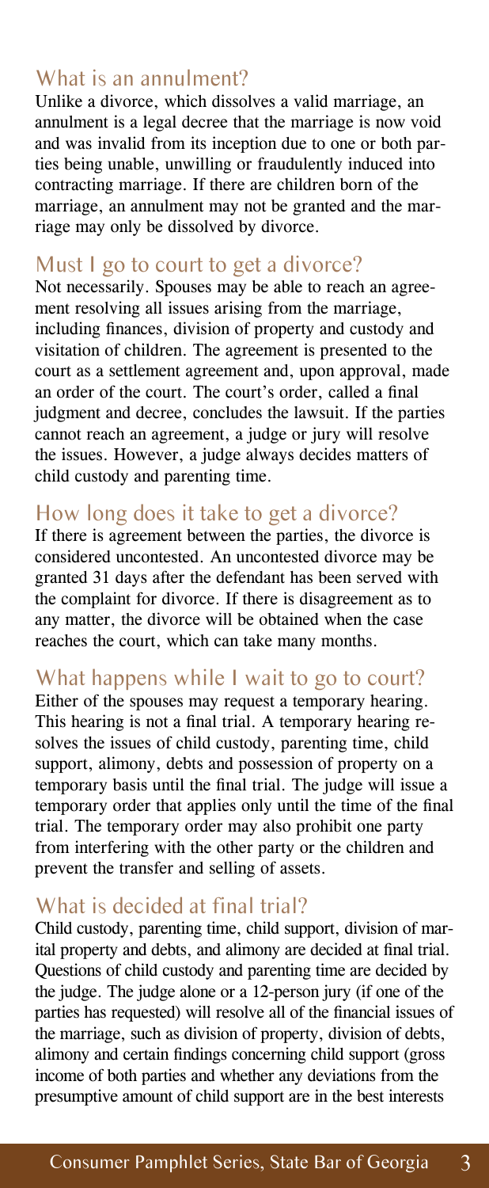## What is an annulment?

Unlike a divorce, which dissolves a valid marriage, an annulment is a legal decree that the marriage is now void and was invalid from its inception due to one or both parties being unable, unwilling or fraudulently induced into contracting marriage. If there are children born of the marriage, an annulment may not be granted and the marriage may only be dissolved by divorce.

## Must I go to court to get a divorce?

Not necessarily. Spouses may be able to reach an agreement resolving all issues arising from the marriage, including finances, division of property and custody and visitation of children. The agreement is presented to the court as a settlement agreement and, upon approval, made an order of the court. The court's order, called a final judgment and decree, concludes the lawsuit. If the parties cannot reach an agreement, a judge or jury will resolve the issues. However, a judge always decides matters of child custody and parenting time.

## How long does it take to get a divorce?

If there is agreement between the parties, the divorce is considered uncontested. An uncontested divorce may be granted 31 days after the defendant has been served with the complaint for divorce. If there is disagreement as to any matter, the divorce will be obtained when the case reaches the court, which can take many months.

## What happens while I wait to go to court?

Either of the spouses may request a temporary hearing. This hearing is not a final trial. A temporary hearing resolves the issues of child custody, parenting time, child support, alimony, debts and possession of property on a temporary basis until the final trial. The judge will issue a temporary order that applies only until the time of the final trial. The temporary order may also prohibit one party from interfering with the other party or the children and prevent the transfer and selling of assets.

## What is decided at final trial?

Child custody, parenting time, child support, division of marital property and debts, and alimony are decided at final trial. Questions of child custody and parenting time are decided by the judge. The judge alone or a 12-person jury (if one of the parties has requested) will resolve all of the financial issues of the marriage, such as division of property, division of debts, alimony and certain findings concerning child support (gross income of both parties and whether any deviations from the presumptive amount of child support are in the best interests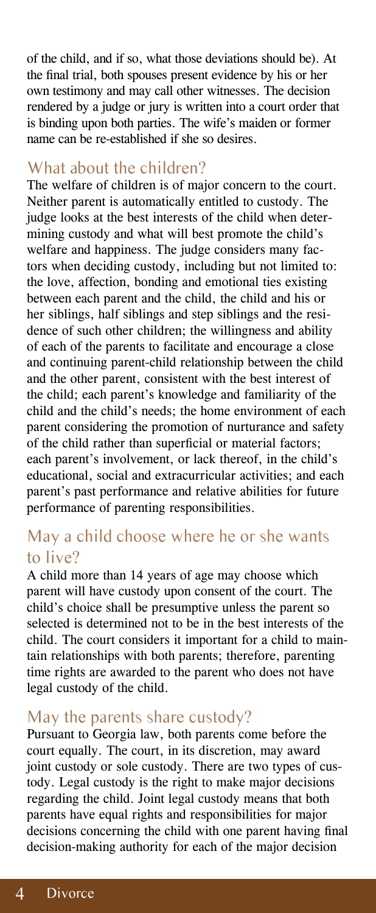of the child, and if so, what those deviations should be). At the final trial, both spouses present evidence by his or her own testimony and may call other witnesses. The decision rendered by a judge or jury is written into a court order that is binding upon both parties. The wife's maiden or former name can be re-established if she so desires.

## What about the children?

The welfare of children is of major concern to the court. Neither parent is automatically entitled to custody. The judge looks at the best interests of the child when determining custody and what will best promote the child's welfare and happiness. The judge considers many factors when deciding custody, including but not limited to: the love, affection, bonding and emotional ties existing between each parent and the child, the child and his or her siblings, half siblings and step siblings and the residence of such other children; the willingness and ability of each of the parents to facilitate and encourage a close and continuing parent-child relationship between the child and the other parent, consistent with the best interest of the child; each parent's knowledge and familiarity of the child and the child's needs; the home environment of each parent considering the promotion of nurturance and safety of the child rather than superficial or material factors; each parent's involvement, or lack thereof, in the child's educational, social and extracurricular activities; and each parent's past performance and relative abilities for future performance of parenting responsibilities.

## May a child choose where he or she wants to live?

A child more than 14 years of age may choose which parent will have custody upon consent of the court. The child's choice shall be presumptive unless the parent so selected is determined not to be in the best interests of the child. The court considers it important for a child to maintain relationships with both parents; therefore, parenting time rights are awarded to the parent who does not have legal custody of the child.

## May the parents share custody?

Pursuant to Georgia law, both parents come before the court equally. The court, in its discretion, may award joint custody or sole custody. There are two types of custody. Legal custody is the right to make major decisions regarding the child. Joint legal custody means that both parents have equal rights and responsibilities for major decisions concerning the child with one parent having final decision-making authority for each of the major decision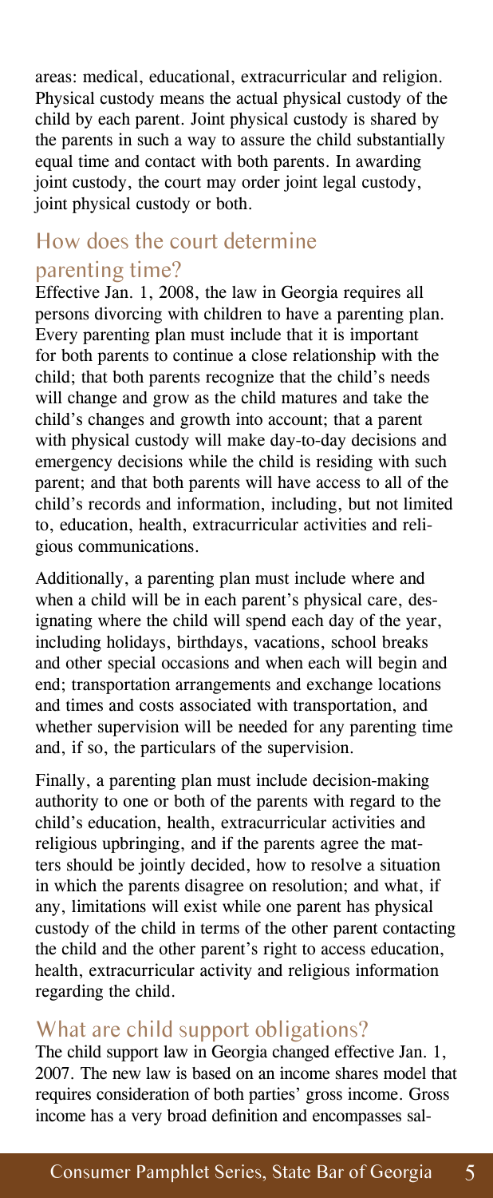areas: medical, educational, extracurricular and religion. Physical custody means the actual physical custody of the child by each parent. Joint physical custody is shared by the parents in such a way to assure the child substantially equal time and contact with both parents. In awarding joint custody, the court may order joint legal custody, joint physical custody or both.

## How does the court determine parenting time?

Effective Jan. 1, 2008, the law in Georgia requires all persons divorcing with children to have a parenting plan. Every parenting plan must include that it is important for both parents to continue a close relationship with the child; that both parents recognize that the child's needs will change and grow as the child matures and take the child's changes and growth into account; that a parent with physical custody will make day-to-day decisions and emergency decisions while the child is residing with such parent; and that both parents will have access to all of the child's records and information, including, but not limited to, education, health, extracurricular activities and religious communications.

Additionally, a parenting plan must include where and when a child will be in each parent's physical care, designating where the child will spend each day of the year, including holidays, birthdays, vacations, school breaks and other special occasions and when each will begin and end; transportation arrangements and exchange locations and times and costs associated with transportation, and whether supervision will be needed for any parenting time and, if so, the particulars of the supervision.

Finally, a parenting plan must include decision-making authority to one or both of the parents with regard to the child's education, health, extracurricular activities and religious upbringing, and if the parents agree the matters should be jointly decided, how to resolve a situation in which the parents disagree on resolution; and what, if any, limitations will exist while one parent has physical custody of the child in terms of the other parent contacting the child and the other parent's right to access education, health, extracurricular activity and religious information regarding the child.

## What are child support obligations?

The child support law in Georgia changed effective Jan. 1, 2007. The new law is based on an income shares model that requires consideration of both parties' gross income. Gross income has a very broad definition and encompasses sal-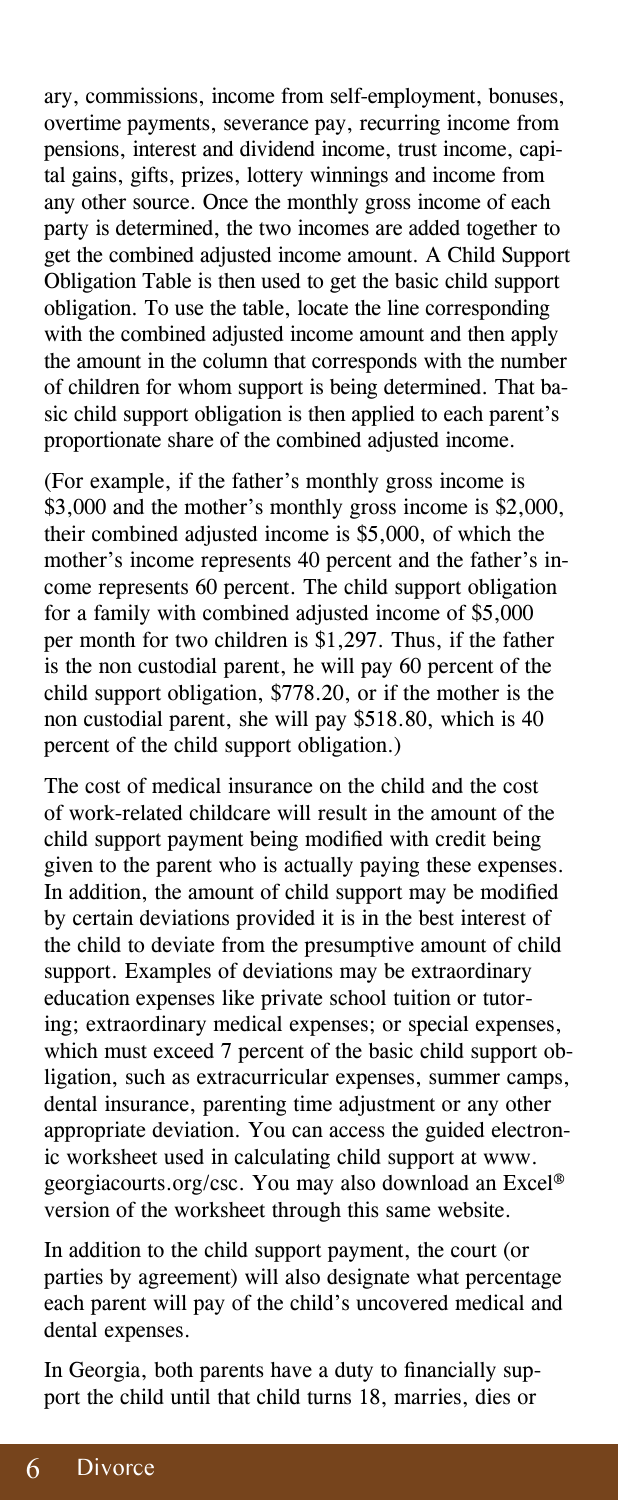ary, commissions, income from self-employment, bonuses, overtime payments, severance pay, recurring income from pensions, interest and dividend income, trust income, capital gains, gifts, prizes, lottery winnings and income from any other source. Once the monthly gross income of each party is determined, the two incomes are added together to get the combined adjusted income amount. A Child Support Obligation Table is then used to get the basic child support obligation. To use the table, locate the line corresponding with the combined adjusted income amount and then apply the amount in the column that corresponds with the number of children for whom support is being determined. That basic child support obligation is then applied to each parent's proportionate share of the combined adjusted income.

(For example, if the father's monthly gross income is $3,000 and the mother's monthly gross income is $2,000, their combined adjusted income is $5,000, of which the mother's income represents 40 percent and the father's income represents 60 percent. The child support obligation for a family with combined adjusted income of $5,000 per month for two children is $1,297. Thus, if the father is the non custodial parent, he will pay 60 percent of the child support obligation, $778.20, or if the mother is the non custodial parent, she will pay $518.80, which is 40 percent of the child support obligation.)

The cost of medical insurance on the child and the cost of work-related childcare will result in the amount of the child support payment being modified with credit being given to the parent who is actually paying these expenses. In addition, the amount of child support may be modified by certain deviations provided it is in the best interest of the child to deviate from the presumptive amount of child support. Examples of deviations may be extraordinary education expenses like private school tuition or tutoring; extraordinary medical expenses; or special expenses, which must exceed 7 percent of the basic child support obligation, such as extracurricular expenses, summer camps, dental insurance, parenting time adjustment or any other appropriate deviation. You can access the guided electronic worksheet used in calculating child support at www.georgiacourts.org/csc. You may also download an Excel® version of the worksheet through this same website.

In addition to the child support payment, the court (or parties by agreement) will also designate what percentage each parent will pay of the child's uncovered medical and dental expenses.

In Georgia, both parents have a duty to financially support the child until that child turns 18, marries, dies or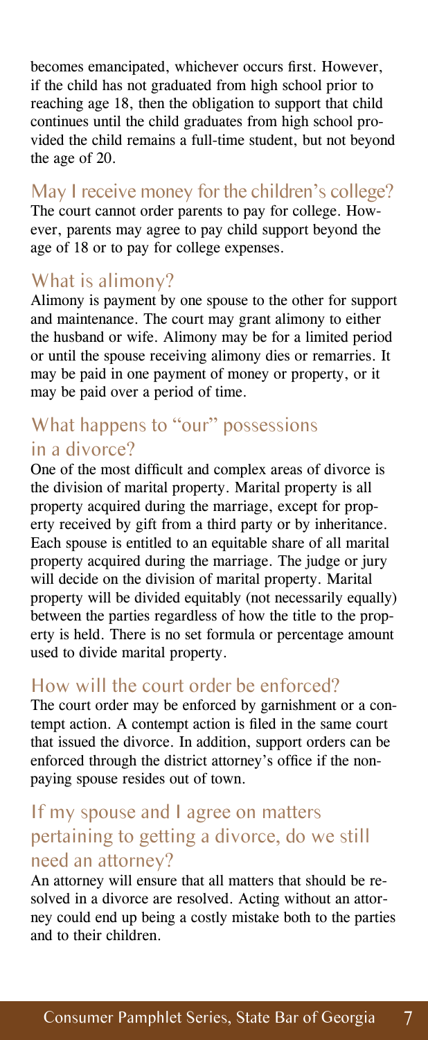becomes emancipated, whichever occurs first. However, if the child has not graduated from high school prior to reaching age 18, then the obligation to support that child continues until the child graduates from high school provided the child remains a full-time student, but not beyond the age of 20.

## May I receive money for the children's college?

The court cannot order parents to pay for college. However, parents may agree to pay child support beyond the age of 18 or to pay for college expenses.

## What is alimony?

Alimony is payment by one spouse to the other for support and maintenance. The court may grant alimony to either the husband or wife. Alimony may be for a limited period or until the spouse receiving alimony dies or remarries. It may be paid in one payment of money or property, or it may be paid over a period of time.

## What happens to "our" possessions in a divorce?

One of the most difficult and complex areas of divorce is the division of marital property. Marital property is all property acquired during the marriage, except for property received by gift from a third party or by inheritance. Each spouse is entitled to an equitable share of all marital property acquired during the marriage. The judge or jury will decide on the division of marital property. Marital property will be divided equitably (not necessarily equally) between the parties regardless of how the title to the property is held. There is no set formula or percentage amount used to divide marital property.

## How will the court order be enforced?

The court order may be enforced by garnishment or a contempt action. A contempt action is filed in the same court that issued the divorce. In addition, support orders can be enforced through the district attorney's office if the nonpaying spouse resides out of town.

## If my spouse and I agree on matters pertaining to getting a divorce, do we still need an attorney?

An attorney will ensure that all matters that should be resolved in a divorce are resolved. Acting without an attorney could end up being a costly mistake both to the parties and to their children.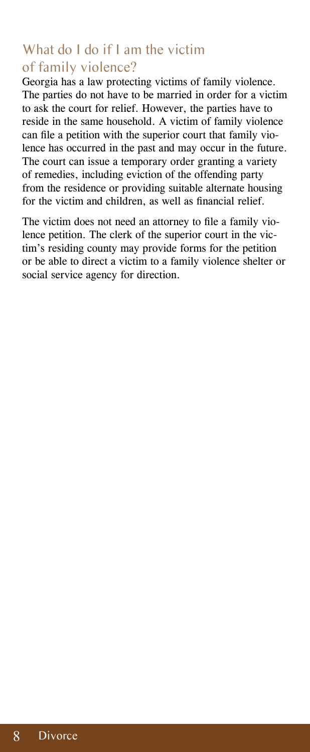## What do I do if I am the victim of family violence?

Georgia has a law protecting victims of family violence. The parties do not have to be married in order for a victim to ask the court for relief. However, the parties have to reside in the same household. A victim of family violence can file a petition with the superior court that family violence has occurred in the past and may occur in the future. The court can issue a temporary order granting a variety of remedies, including eviction of the offending party from the residence or providing suitable alternate housing for the victim and children, as well as financial relief.

The victim does not need an attorney to file a family violence petition. The clerk of the superior court in the victim's residing county may provide forms for the petition or be able to direct a victim to a family violence shelter or social service agency for direction.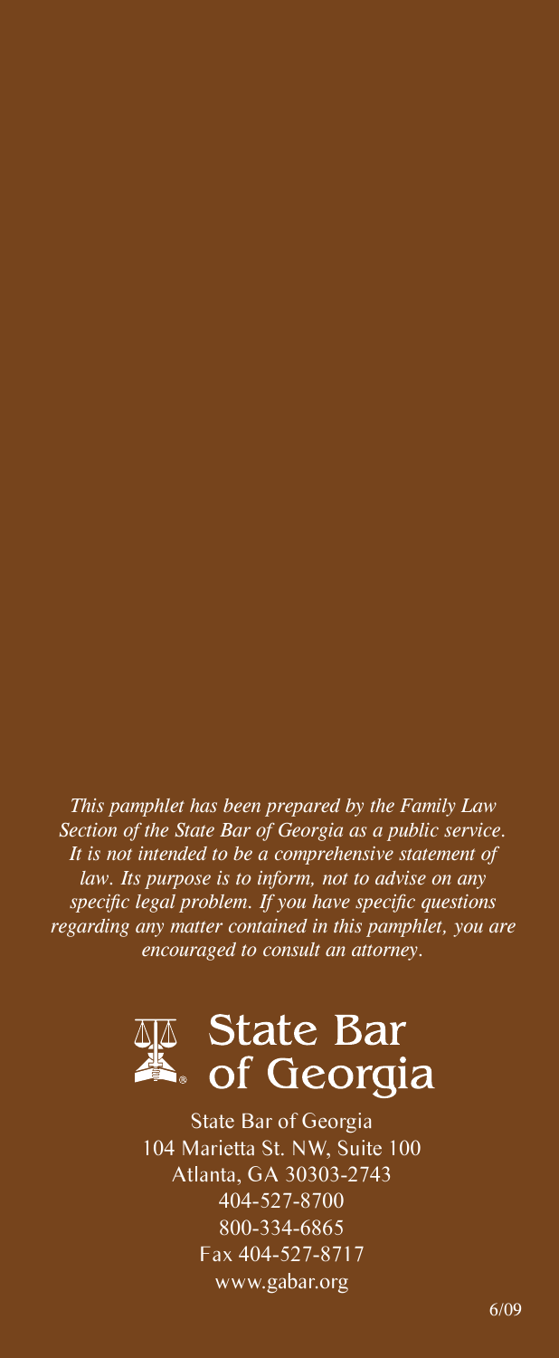*This pamphlet has been prepared by the Family Law Section of the State Bar of Georgia as a public service. It is not intended to be a comprehensive statement of law. Its purpose is to inform, not to advise on any specific legal problem. If you have specific questions regarding any matter contained in this pamphlet, you are encouraged to consult an attorney.*

State Bar of Georgia

State Bar of Georgia
104 Marietta St. NW, Suite 100
Atlanta, GA 30303-2743
404-527-8700
800-334-6865
Fax 404-527-8717
www.gabar.org

6/09